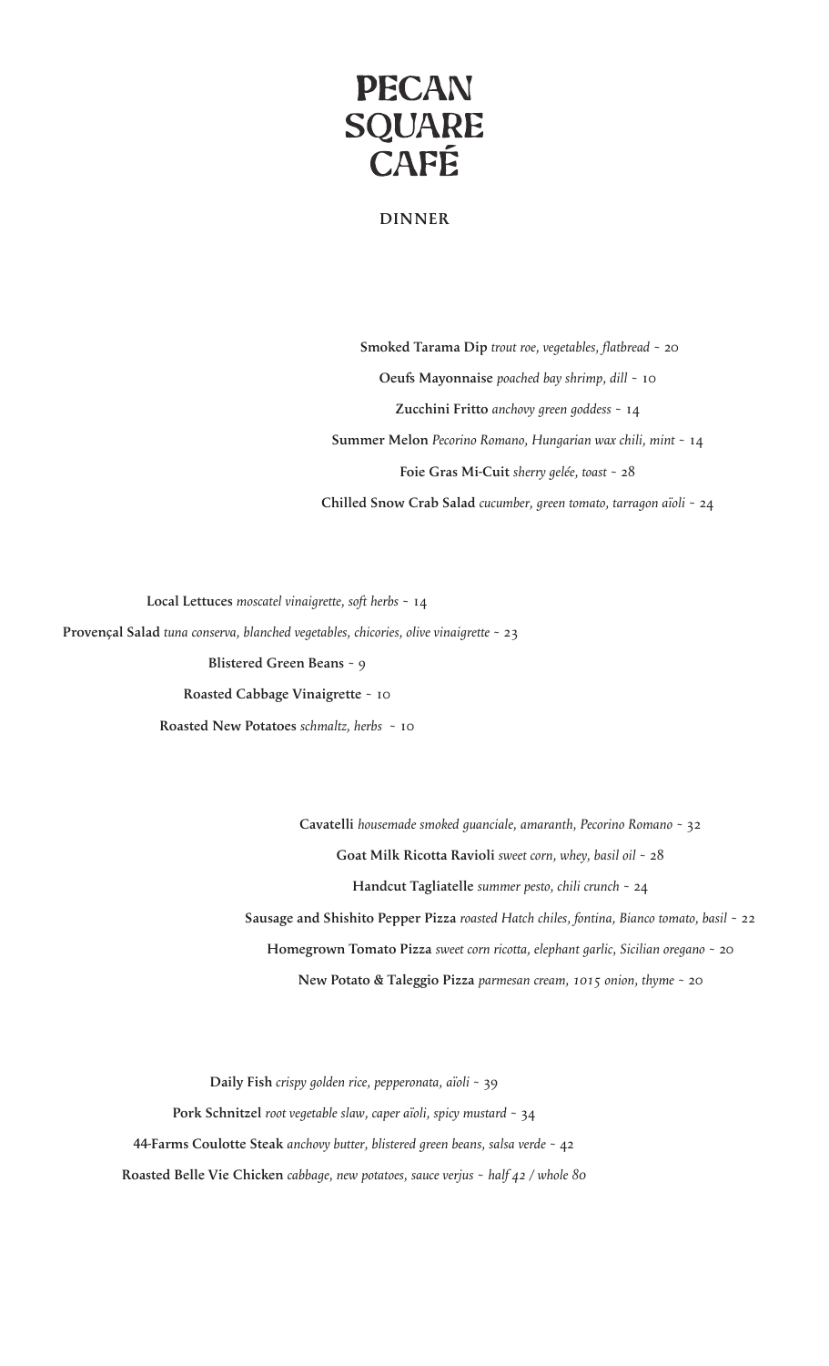# PECAN SQUARE CAFÉ

## DINNER

**Smoked Tarama Dip** *trout roe, vegetables, flatbread* ~ 20

**Oeufs Mayonnaise** *poached bay shrimp, dill* ~ 10

**Zucchini Fritto** *anchovy green goddess* ~ 14

**Summer Melon** *Pecorino Romano, Hungarian wax chili, mint* ~ 14

**Foie Gras Mi-Cuit** *sherry gelée, toast* ~ 28

**Chilled Snow Crab Salad** *cucumber, green tomato, tarragon aïoli* ~ 24

**Local Lettuces** *moscatel vinaigrette, soft herbs* ~ 14

**Provençal Salad** *tuna conserva, blanched vegetables, chicories, olive vinaigrette* ~ 23

**Blistered Green Beans** ~ 9

**Roasted Cabbage Vinaigrette** ~ 10

**Roasted New Potatoes** *schmaltz, herbs* ~ 10

**Cavatelli** *housemade smoked guanciale, amaranth, Pecorino Romano* ~ 32

**Goat Milk Ricotta Ravioli** *sweet corn, whey, basil oil* ~ 28

**Handcut Tagliatelle** *summer pesto, chili crunch* ~ 24

**Sausage and Shishito Pepper Pizza** *roasted Hatch chiles, fontina, Bianco tomato, basil* ~ 22

**Homegrown Tomato Pizza** *sweet corn ricotta, elephant garlic, Sicilian oregano* ~ 20

**New Potato & Taleggio Pizza** *parmesan cream, 1015 onion, thyme* ~ 20

**Daily Fish** *crispy golden rice, pepperonata, aïoli* ~ 39

**Pork Schnitzel** *root vegetable slaw, caper aïoli, spicy mustard* ~ 34

**44-Farms Coulotte Steak** *anchovy butter, blistered green beans, salsa verde* ~ 42

**Roasted Belle Vie Chicken** *cabbage, new potatoes, sauce verjus ~ half 42 / whole 80*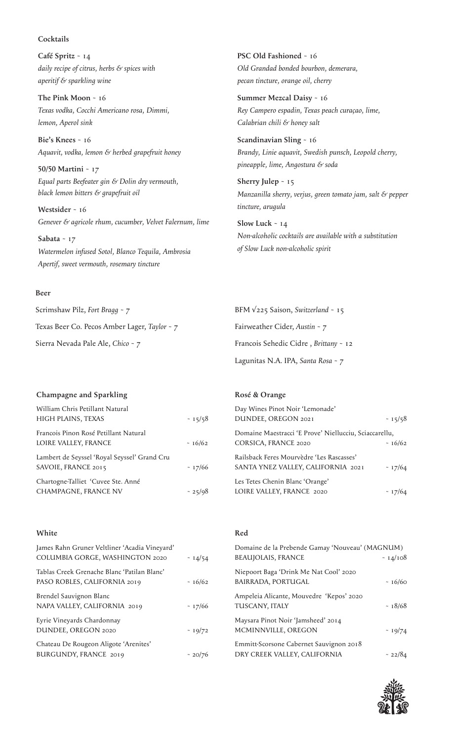## Cocktails

**Café Spritz** ~ 14
*daily recipe of citrus, herbs & spices with aperitif & sparkling wine*

**The Pink Moon** ~ 16
*Texas vodka, Cocchi Americano rosa, Dimmi, lemon, Aperol sink*

**Bie's Knees** ~ 16
*Aquavit, vodka, lemon & herbed grapefruit honey*

**50/50 Martini** ~ 17
*Equal parts Beefeater gin & Dolin dry vermouth, black lemon bitters & grapefruit oil*

**Westsider** ~ 16
*Genever & agricole rhum, cucumber, Velvet Falernum, lime*

**Sabata** ~ 17
*Watermelon infused Sotol, Blanco Tequila, Ambrosia Apertif, sweet vermouth, rosemary tincture*

**PSC Old Fashioned** ~ 16
*Old Grandad bonded bourbon, demerara, pecan tincture, orange oil, cherry*

**Summer Mezcal Daisy** ~ 16
*Rey Campero espadin, Texas peach curaçao, lime, Calabrian chili & honey salt*

**Scandinavian Sling** ~ 16
*Brandy, Linie aquavit, Swedish punsch, Leopold cherry, pineapple, lime, Angostura & soda*

**Sherry Julep** ~ 15
*Manzanilla sherry, verjus, green tomato jam, salt & pepper tincture, arugula*

**Slow Luck** ~ 14
*Non-alcoholic cocktails are available with a substitution of Slow Luck non-alcoholic spirit*

## Beer

Scrimshaw Pilz, *Fort Bragg* ~ 7

Texas Beer Co. Pecos Amber Lager, *Taylor* ~ 7

Sierra Nevada Pale Ale, *Chico* ~ 7

BFM √225 Saison, *Switzerland* ~ 15

Fairweather Cider, *Austin* ~ 7

Francois Sehedic Cidre , *Brittany* ~ 12

Lagunitas N.A. IPA, *Santa Rosa* ~ 7

## Champagne and Sparkling

| | |
|---|---|
| William Chris Petillant Natural<br>HIGH PLAINS, TEXAS | ~ 15/58 |
| Francois Pinon Rosé Petillant Natural<br>LOIRE VALLEY, FRANCE | ~ 16/62 |
| Lambert de Seyssel 'Royal Seyssel' Grand Cru<br>SAVOIE, FRANCE 2015 | ~ 17/66 |
| Chartogne-Talliet 'Cuvee Ste. Anné<br>CHAMPAGNE, FRANCE NV | ~ 25/98 |

## Rosé & Orange

| | |
|---|---|
| Day Wines Pinot Noir 'Lemonade'<br>DUNDEE, OREGON 2021 | ~ 15/58 |
| Domaine Maestracci 'E Prove' Niellucciu, Sciaccarellu,<br>CORSICA, FRANCE 2020 | ~ 16/62 |
| Railsback Feres Mourvèdre 'Les Rascasses'<br>SANTA YNEZ VALLEY, CALIFORNIA 2021 | ~ 17/64 |
| Les Tetes Chenin Blanc 'Orange'<br>LOIRE VALLEY, FRANCE 2020 | ~ 17/64 |

## White

| | |
|---|---|
| James Rahn Gruner Veltliner 'Acadia Vineyard'<br>COLUMBIA GORGE, WASHINGTON 2020 | ~ 14/54 |
| Tablas Creek Grenache Blanc 'Patilan Blanc'<br>PASO ROBLES, CALIFORNIA 2019 | ~ 16/62 |
| Brendel Sauvignon Blanc<br>NAPA VALLEY, CALIFORNIA 2019 | ~ 17/66 |
| Eyrie Vineyards Chardonnay<br>DUNDEE, OREGON 2020 | ~ 19/72 |
| Chateau De Rougeon Aligote 'Arenites'<br>BURGUNDY, FRANCE 2019 | ~ 20/76 |

## Red

| | |
|---|---|
| Domaine de la Prebende Gamay 'Nouveau' (MAGNUM)<br>BEAUJOLAIS, FRANCE | ~ 14/108 |
| Niepoort Baga 'Drink Me Nat Cool' 2020<br>BAIRRADA, PORTUGAL | ~ 16/60 |
| Ampeleia Alicante, Mouvedre 'Kepos' 2020<br>TUSCANY, ITALY | ~ 18/68 |
| Maysara Pinot Noir 'Jamsheed' 2014<br>MCMINNVILLE, OREGON | ~ 19/74 |
| Emmitt-Scorsone Cabernet Sauvignon 2018<br>DRY CREEK VALLEY, CALIFORNIA | ~ 22/84 |